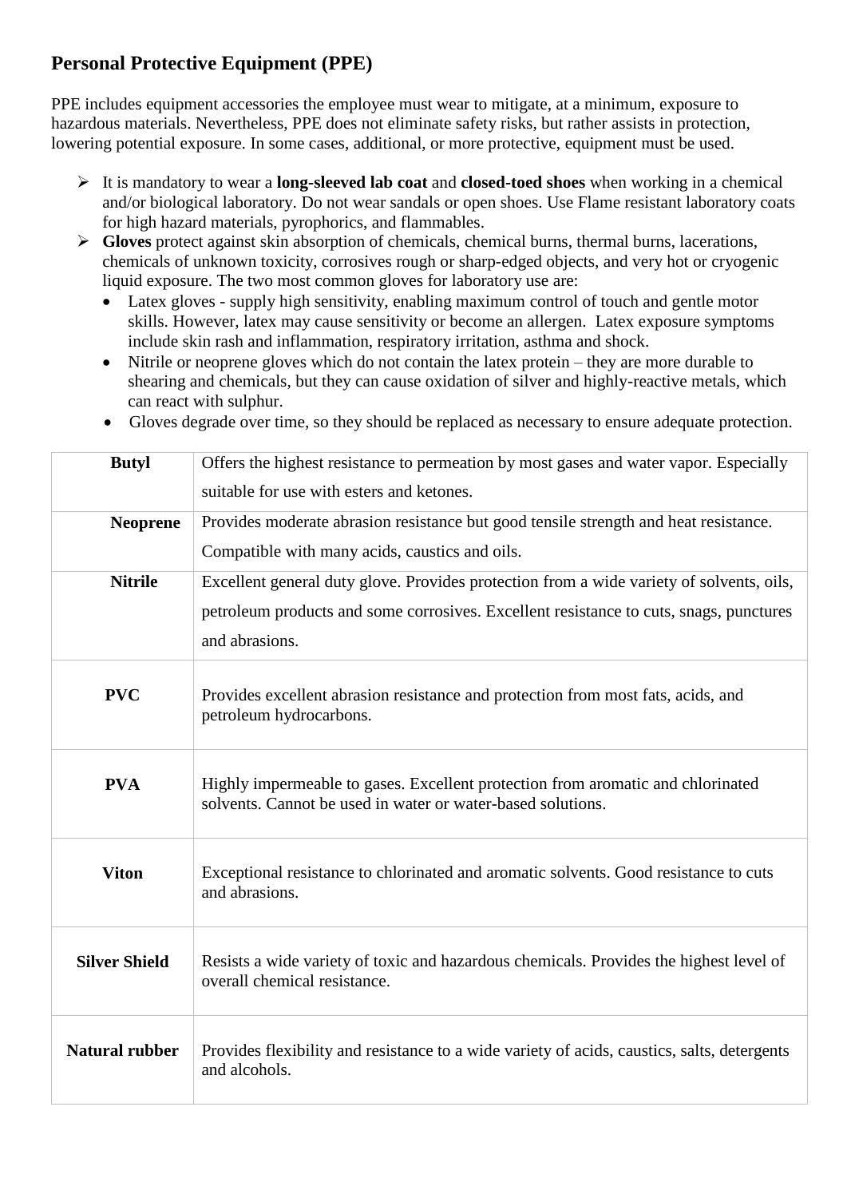## Personal Protective Equipment (PPE)

PPE includes equipment accessories the employee must wear to mitigate, at a minimum, exposure to hazardous materials. Nevertheless, PPE does not eliminate safety risks, but rather assists in protection, lowering potential exposure. In some cases, additional, or more protective, equipment must be used.

- It is mandatory to wear a **long-sleeved lab coat** and **closed-toed shoes** when working in a chemical and/or biological laboratory. Do not wear sandals or open shoes. Use Flame resistant laboratory coats for high hazard materials, pyrophorics, and flammables.
- **Gloves** protect against skin absorption of chemicals, chemical burns, thermal burns, lacerations, chemicals of unknown toxicity, corrosives rough or sharp-edged objects, and very hot or cryogenic liquid exposure. The two most common gloves for laboratory use are:
  - Latex gloves - supply high sensitivity, enabling maximum control of touch and gentle motor skills. However, latex may cause sensitivity or become an allergen. Latex exposure symptoms include skin rash and inflammation, respiratory irritation, asthma and shock.
  - Nitrile or neoprene gloves which do not contain the latex protein – they are more durable to shearing and chemicals, but they can cause oxidation of silver and highly-reactive metals, which can react with sulphur.
  - Gloves degrade over time, so they should be replaced as necessary to ensure adequate protection.

| | |
|---|---|
| **Butyl** | Offers the highest resistance to permeation by most gases and water vapor. Especially suitable for use with esters and ketones. |
| **Neoprene** | Provides moderate abrasion resistance but good tensile strength and heat resistance. Compatible with many acids, caustics and oils. |
| **Nitrile** | Excellent general duty glove. Provides protection from a wide variety of solvents, oils, petroleum products and some corrosives. Excellent resistance to cuts, snags, punctures and abrasions. |
| **PVC** | Provides excellent abrasion resistance and protection from most fats, acids, and petroleum hydrocarbons. |
| **PVA** | Highly impermeable to gases. Excellent protection from aromatic and chlorinated solvents. Cannot be used in water or water-based solutions. |
| **Viton** | Exceptional resistance to chlorinated and aromatic solvents. Good resistance to cuts and abrasions. |
| **Silver Shield** | Resists a wide variety of toxic and hazardous chemicals. Provides the highest level of overall chemical resistance. |
| **Natural rubber** | Provides flexibility and resistance to a wide variety of acids, caustics, salts, detergents and alcohols. |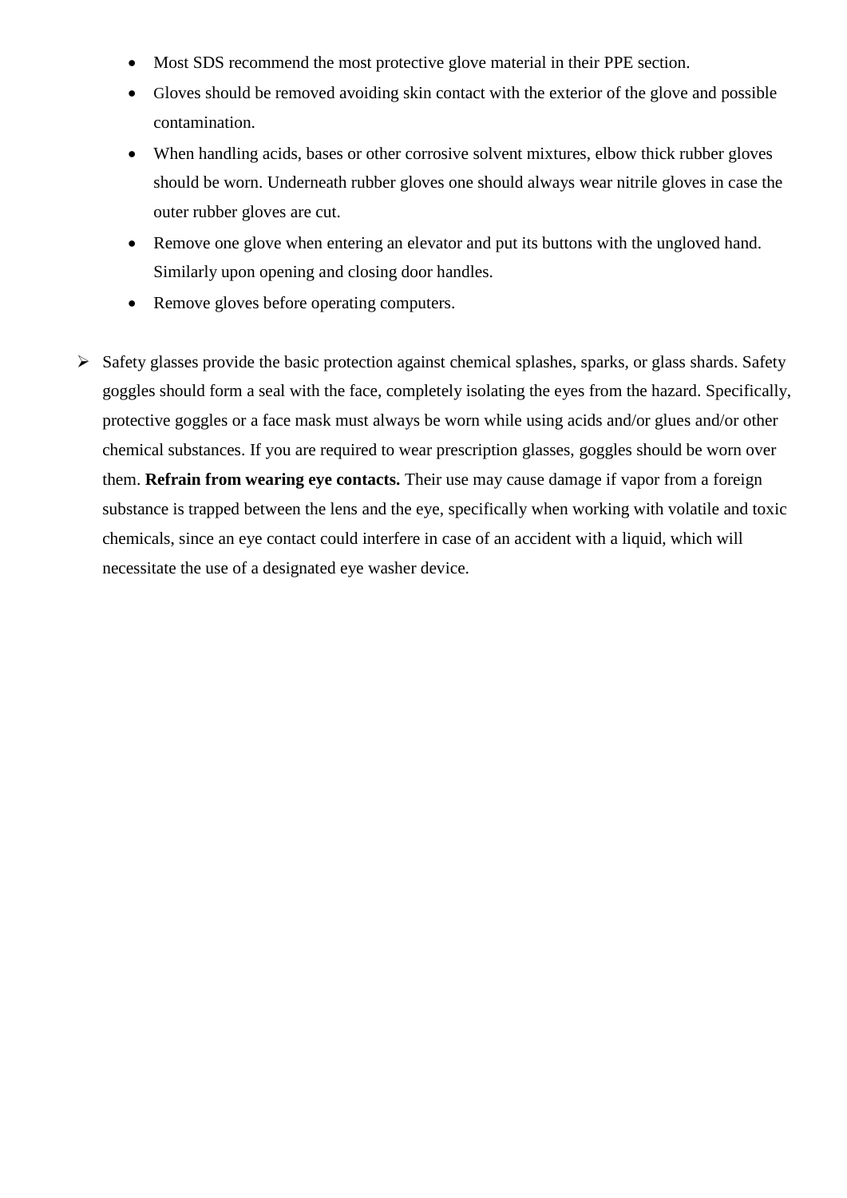- Most SDS recommend the most protective glove material in their PPE section.
- Gloves should be removed avoiding skin contact with the exterior of the glove and possible contamination.
- When handling acids, bases or other corrosive solvent mixtures, elbow thick rubber gloves should be worn. Underneath rubber gloves one should always wear nitrile gloves in case the outer rubber gloves are cut.
- Remove one glove when entering an elevator and put its buttons with the ungloved hand. Similarly upon opening and closing door handles.
- Remove gloves before operating computers.

- Safety glasses provide the basic protection against chemical splashes, sparks, or glass shards. Safety goggles should form a seal with the face, completely isolating the eyes from the hazard. Specifically, protective goggles or a face mask must always be worn while using acids and/or glues and/or other chemical substances. If you are required to wear prescription glasses, goggles should be worn over them. **Refrain from wearing eye contacts.** Their use may cause damage if vapor from a foreign substance is trapped between the lens and the eye, specifically when working with volatile and toxic chemicals, since an eye contact could interfere in case of an accident with a liquid, which will necessitate the use of a designated eye washer device.